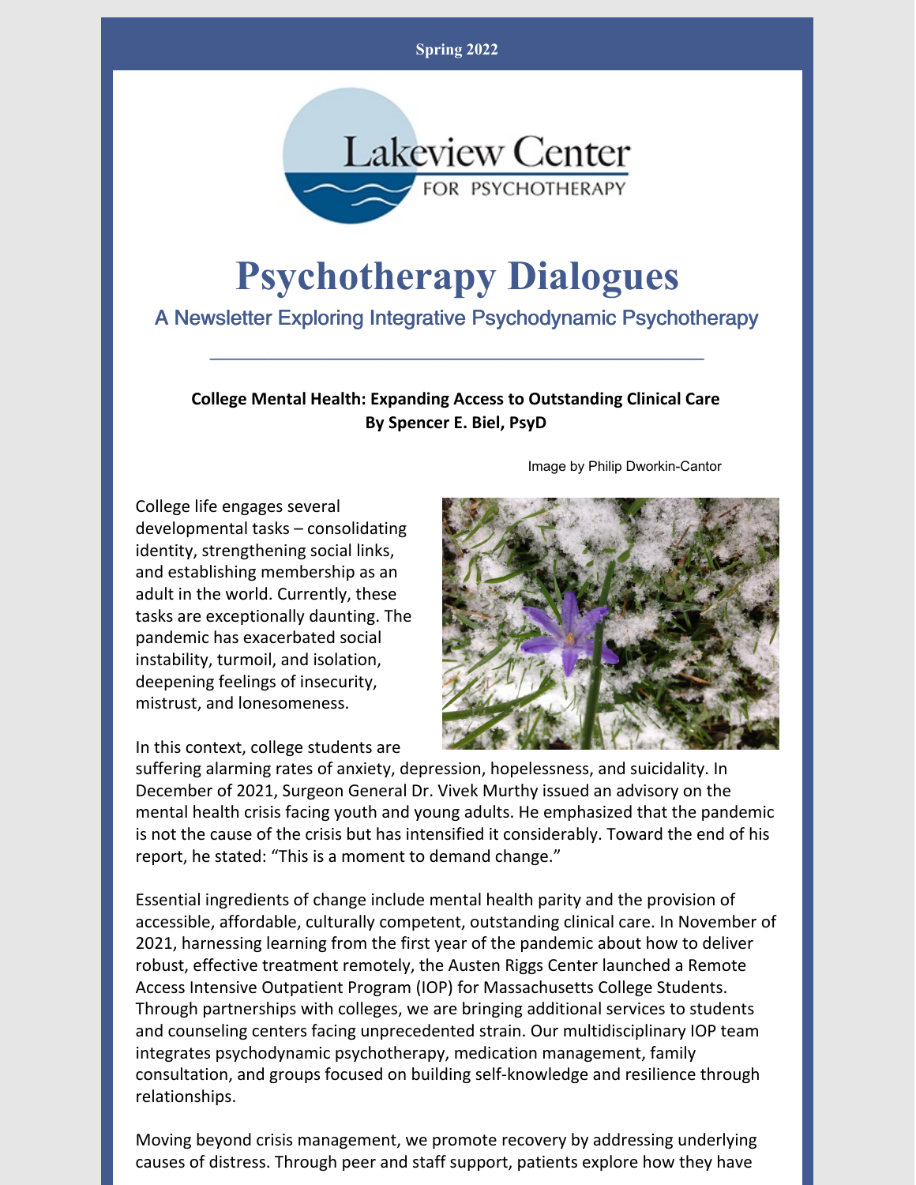Spring 2022

# Psychotherapy Dialogues

## A Newsletter Exploring Integrative Psychodynamic Psychotherapy

**College Mental Health: Expanding Access to Outstanding Clinical Care**
**By Spencer E. Biel, PsyD**

Image by Philip Dworkin-Cantor

College life engages several developmental tasks – consolidating identity, strengthening social links, and establishing membership as an adult in the world. Currently, these tasks are exceptionally daunting. The pandemic has exacerbated social instability, turmoil, and isolation, deepening feelings of insecurity, mistrust, and lonesomeness.

In this context, college students are suffering alarming rates of anxiety, depression, hopelessness, and suicidality. In December of 2021, Surgeon General Dr. Vivek Murthy issued an advisory on the mental health crisis facing youth and young adults. He emphasized that the pandemic is not the cause of the crisis but has intensified it considerably. Toward the end of his report, he stated: "This is a moment to demand change."

Essential ingredients of change include mental health parity and the provision of accessible, affordable, culturally competent, outstanding clinical care. In November of 2021, harnessing learning from the first year of the pandemic about how to deliver robust, effective treatment remotely, the Austen Riggs Center launched a Remote Access Intensive Outpatient Program (IOP) for Massachusetts College Students. Through partnerships with colleges, we are bringing additional services to students and counseling centers facing unprecedented strain. Our multidisciplinary IOP team integrates psychodynamic psychotherapy, medication management, family consultation, and groups focused on building self-knowledge and resilience through relationships.

Moving beyond crisis management, we promote recovery by addressing underlying causes of distress. Through peer and staff support, patients explore how they have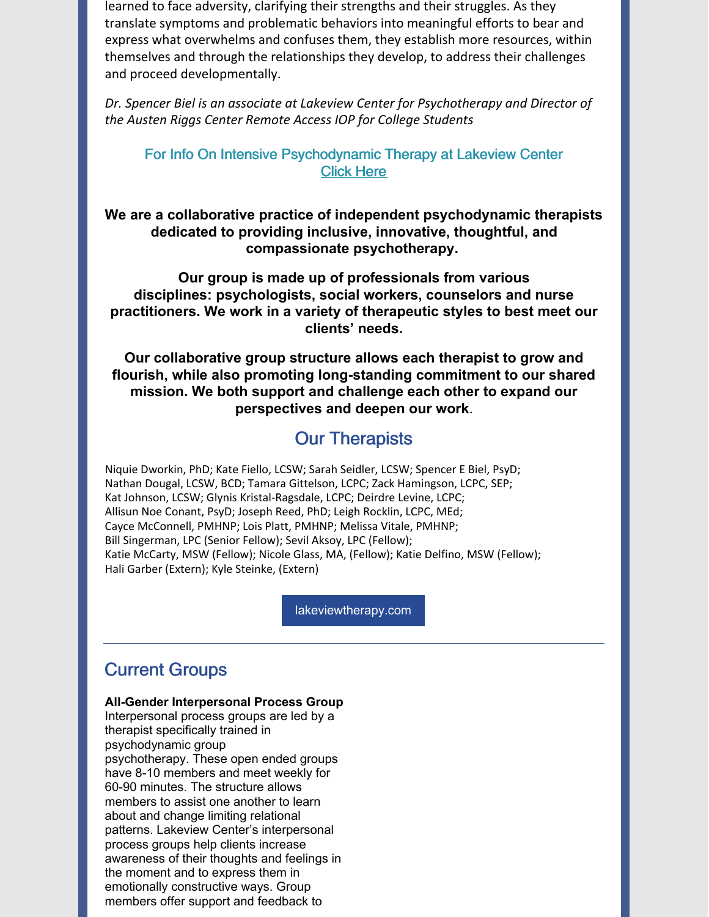learned to face adversity, clarifying their strengths and their struggles. As they translate symptoms and problematic behaviors into meaningful efforts to bear and express what overwhelms and confuses them, they establish more resources, within themselves and through the relationships they develop, to address their challenges and proceed developmentally.

*Dr. Spencer Biel is an associate at Lakeview Center for Psychotherapy and Director of the Austen Riggs Center Remote Access IOP for College Students*

For Info On Intensive Psychodynamic Therapy at Lakeview Center
Click Here

**We are a collaborative practice of independent psychodynamic therapists dedicated to providing inclusive, innovative, thoughtful, and compassionate psychotherapy.**

**Our group is made up of professionals from various disciplines: psychologists, social workers, counselors and nurse practitioners. We work in a variety of therapeutic styles to best meet our clients' needs.**

**Our collaborative group structure allows each therapist to grow and flourish, while also promoting long-standing commitment to our shared mission. We both support and challenge each other to expand our perspectives and deepen our work**.

## Our Therapists

Niquie Dworkin, PhD; Kate Fiello, LCSW; Sarah Seidler, LCSW; Spencer E Biel, PsyD; Nathan Dougal, LCSW, BCD; Tamara Gittelson, LCPC; Zack Hamingson, LCPC, SEP; Kat Johnson, LCSW; Glynis Kristal-Ragsdale, LCPC; Deirdre Levine, LCPC; Allisun Noe Conant, PsyD; Joseph Reed, PhD; Leigh Rocklin, LCPC, MEd; Cayce McConnell, PMHNP; Lois Platt, PMHNP; Melissa Vitale, PMHNP; Bill Singerman, LPC (Senior Fellow); Sevil Aksoy, LPC (Fellow); Katie McCarty, MSW (Fellow); Nicole Glass, MA, (Fellow); Katie Delfino, MSW (Fellow); Hali Garber (Extern); Kyle Steinke, (Extern)

lakeviewtherapy.com

## Current Groups

**All-Gender Interpersonal Process Group**
Interpersonal process groups are led by a therapist specifically trained in psychodynamic group psychotherapy. These open ended groups have 8-10 members and meet weekly for 60-90 minutes. The structure allows members to assist one another to learn about and change limiting relational patterns. Lakeview Center's interpersonal process groups help clients increase awareness of their thoughts and feelings in the moment and to express them in emotionally constructive ways. Group members offer support and feedback to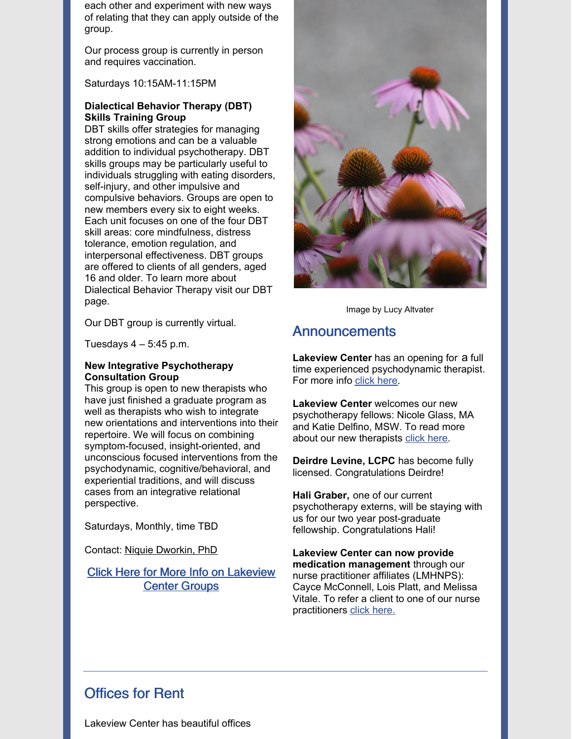each other and experiment with new ways of relating that they can apply outside of the group.

Our process group is currently in person and requires vaccination.

Saturdays 10:15AM-11:15PM

**Dialectical Behavior Therapy (DBT) Skills Training Group**
DBT skills offer strategies for managing strong emotions and can be a valuable addition to individual psychotherapy. DBT skills groups may be particularly useful to individuals struggling with eating disorders, self-injury, and other impulsive and compulsive behaviors. Groups are open to new members every six to eight weeks. Each unit focuses on one of the four DBT skill areas: core mindfulness, distress tolerance, emotion regulation, and interpersonal effectiveness. DBT groups are offered to clients of all genders, aged 16 and older. To learn more about Dialectical Behavior Therapy visit our DBT page.

Our DBT group is currently virtual.

Tuesdays 4 – 5:45 p.m.

**New Integrative Psychotherapy Consultation Group**
This group is open to new therapists who have just finished a graduate program as well as therapists who wish to integrate new orientations and interventions into their repertoire. We will focus on combining symptom-focused, insight-oriented, and unconscious focused interventions from the psychodynamic, cognitive/behavioral, and experiential traditions, and will discuss cases from an integrative relational perspective.

Saturdays, Monthly, time TBD

Contact: Niquie Dworkin, PhD

Click Here for More Info on Lakeview Center Groups

Image by Lucy Altvater

## Announcements

**Lakeview Center** has an opening for a full time experienced psychodynamic therapist. For more info click here.

**Lakeview Center** welcomes our new psychotherapy fellows: Nicole Glass, MA and Katie Delfino, MSW. To read more about our new therapists click here.

**Deirdre Levine, LCPC** has become fully licensed. Congratulations Deirdre!

**Hali Graber,** one of our current psychotherapy externs, will be staying with us for our two year post-graduate fellowship. Congratulations Hali!

**Lakeview Center can now provide medication management** through our nurse practitioner affiliates (LMHNPS): Cayce McConnell, Lois Platt, and Melissa Vitale. To refer a client to one of our nurse practitioners click here.

## Offices for Rent

Lakeview Center has beautiful offices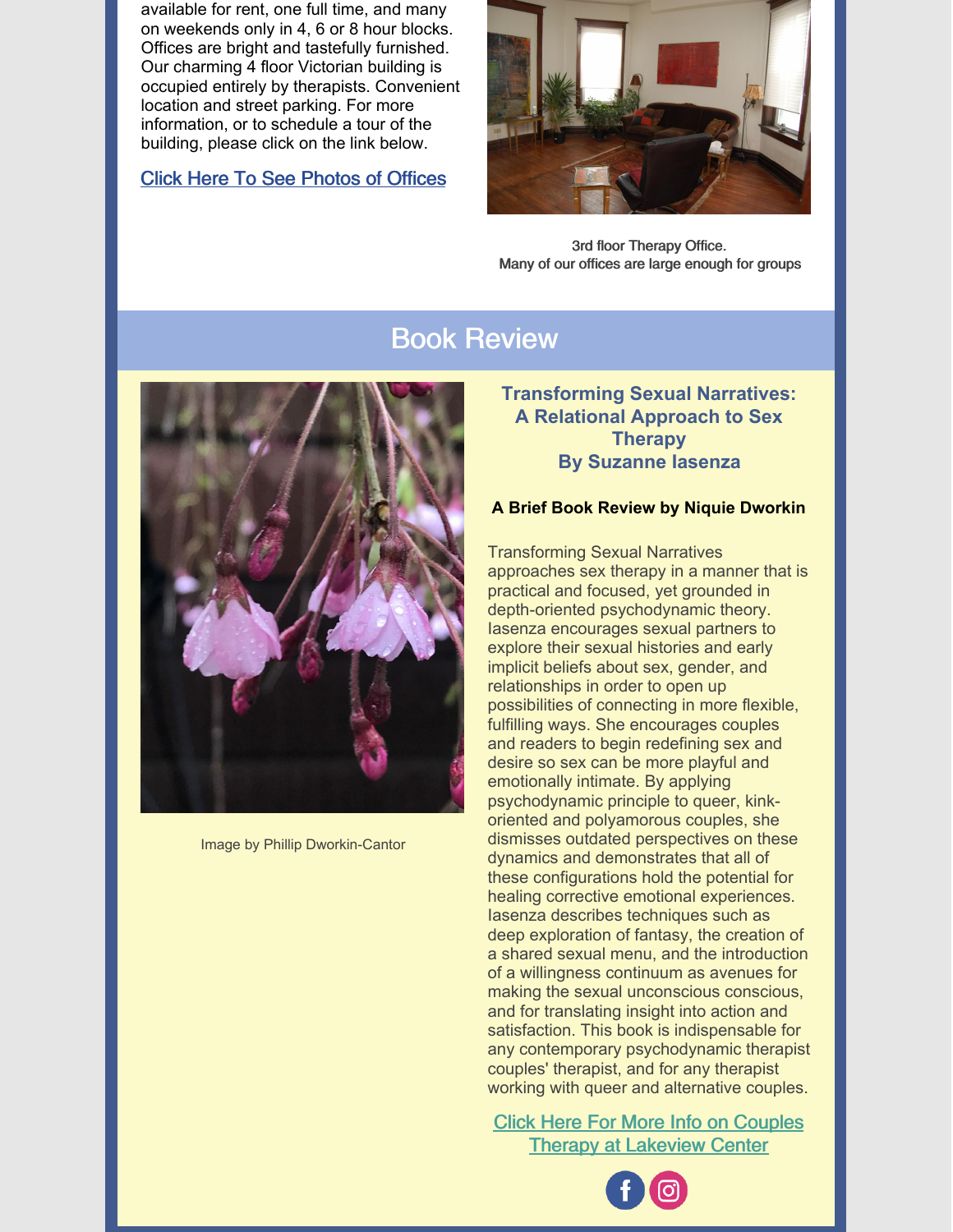available for rent, one full time, and many on weekends only in 4, 6 or 8 hour blocks. Offices are bright and tastefully furnished. Our charming 4 floor Victorian building is occupied entirely by therapists. Convenient location and street parking. For more information, or to schedule a tour of the building, please click on the link below.

Click Here To See Photos of Offices

3rd floor Therapy Office.
Many of our offices are large enough for groups

## Book Review

Image by Phillip Dworkin-Cantor

### Transforming Sexual Narratives: A Relational Approach to Sex Therapy
### By Suzanne Iasenza

**A Brief Book Review by Niquie Dworkin**

Transforming Sexual Narratives approaches sex therapy in a manner that is practical and focused, yet grounded in depth-oriented psychodynamic theory. Iasenza encourages sexual partners to explore their sexual histories and early implicit beliefs about sex, gender, and relationships in order to open up possibilities of connecting in more flexible, fulfilling ways. She encourages couples and readers to begin redefining sex and desire so sex can be more playful and emotionally intimate. By applying psychodynamic principle to queer, kink-oriented and polyamorous couples, she dismisses outdated perspectives on these dynamics and demonstrates that all of these configurations hold the potential for healing corrective emotional experiences. Iasenza describes techniques such as deep exploration of fantasy, the creation of a shared sexual menu, and the introduction of a willingness continuum as avenues for making the sexual unconscious conscious, and for translating insight into action and satisfaction. This book is indispensable for any contemporary psychodynamic therapist couples' therapist, and for any therapist working with queer and alternative couples.

Click Here For More Info on Couples Therapy at Lakeview Center